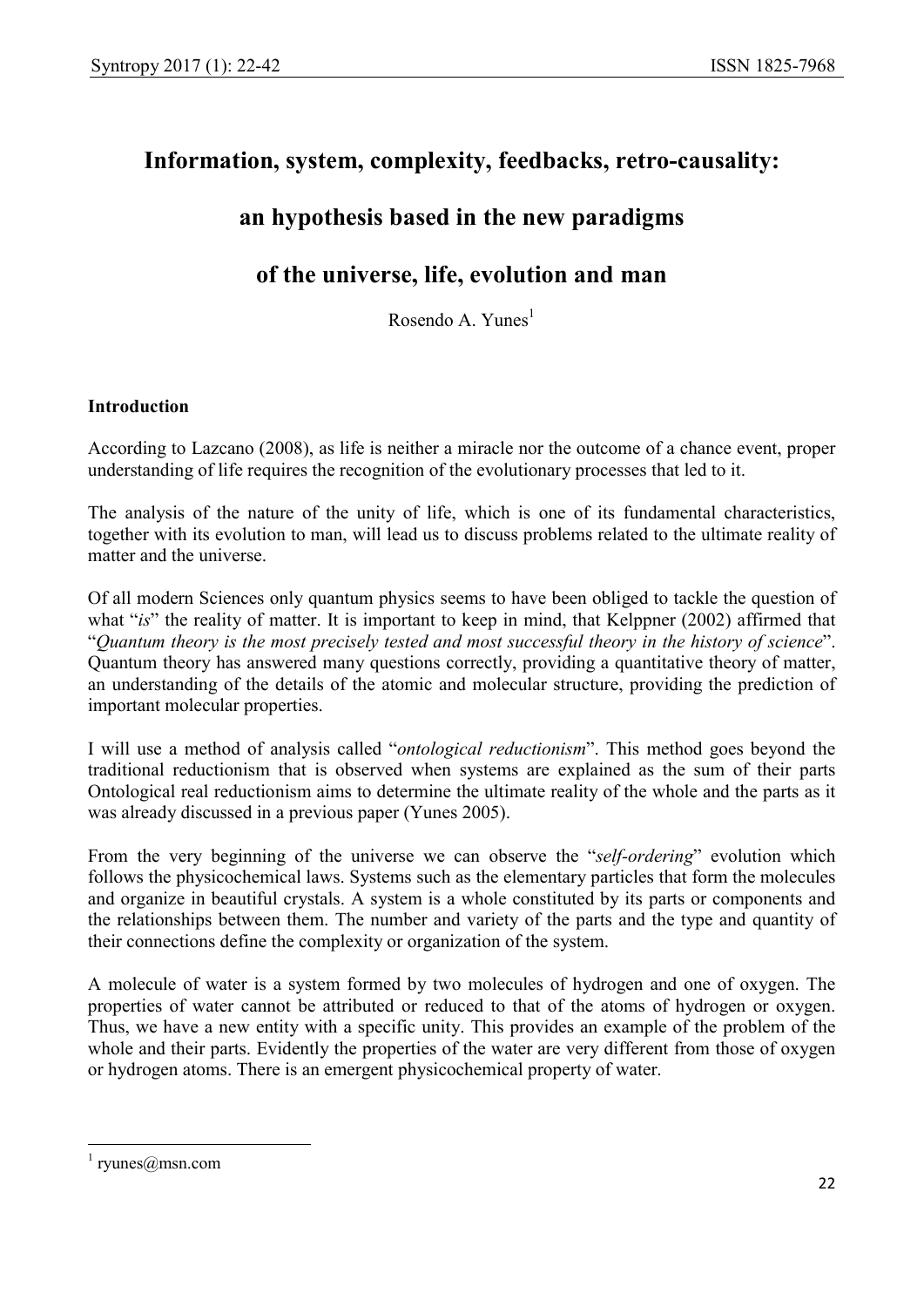# Information, system, complexity, feedbacks, retro-causality: an hypothesis based in the new paradigms of the universe, life, evolution and man

Rosendo A. Yunes[1]

## Introduction

According to Lazcano (2008), as life is neither a miracle nor the outcome of a chance event, proper understanding of life requires the recognition of the evolutionary processes that led to it.

The analysis of the nature of the unity of life, which is one of its fundamental characteristics, together with its evolution to man, will lead us to discuss problems related to the ultimate reality of matter and the universe.

Of all modern Sciences only quantum physics seems to have been obliged to tackle the question of what "*is*" the reality of matter. It is important to keep in mind, that Kelppner (2002) affirmed that "*Quantum theory is the most precisely tested and most successful theory in the history of science*". Quantum theory has answered many questions correctly, providing a quantitative theory of matter, an understanding of the details of the atomic and molecular structure, providing the prediction of important molecular properties.

I will use a method of analysis called "*ontological reductionism*". This method goes beyond the traditional reductionism that is observed when systems are explained as the sum of their parts Ontological real reductionism aims to determine the ultimate reality of the whole and the parts as it was already discussed in a previous paper (Yunes 2005).

From the very beginning of the universe we can observe the "*self-ordering*" evolution which follows the physicochemical laws. Systems such as the elementary particles that form the molecules and organize in beautiful crystals. A system is a whole constituted by its parts or components and the relationships between them. The number and variety of the parts and the type and quantity of their connections define the complexity or organization of the system.

A molecule of water is a system formed by two molecules of hydrogen and one of oxygen. The properties of water cannot be attributed or reduced to that of the atoms of hydrogen or oxygen. Thus, we have a new entity with a specific unity. This provides an example of the problem of the whole and their parts. Evidently the properties of the water are very different from those of oxygen or hydrogen atoms. There is an emergent physicochemical property of water.

[1] ryunes@msn.com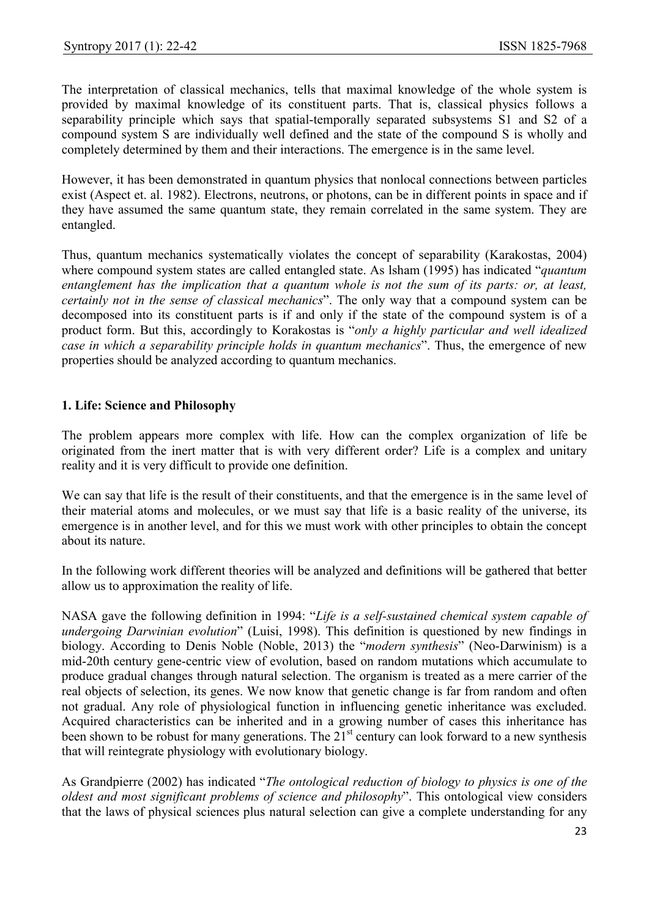The interpretation of classical mechanics, tells that maximal knowledge of the whole system is provided by maximal knowledge of its constituent parts. That is, classical physics follows a separability principle which says that spatial-temporally separated subsystems S1 and S2 of a compound system S are individually well defined and the state of the compound S is wholly and completely determined by them and their interactions. The emergence is in the same level.

However, it has been demonstrated in quantum physics that nonlocal connections between particles exist (Aspect et. al. 1982). Electrons, neutrons, or photons, can be in different points in space and if they have assumed the same quantum state, they remain correlated in the same system. They are entangled.

Thus, quantum mechanics systematically violates the concept of separability (Karakostas, 2004) where compound system states are called entangled state. As lsham (1995) has indicated "*quantum entanglement has the implication that a quantum whole is not the sum of its parts: or, at least, certainly not in the sense of classical mechanics*". The only way that a compound system can be decomposed into its constituent parts is if and only if the state of the compound system is of a product form. But this, accordingly to Korakostas is "*only a highly particular and well idealized case in which a separability principle holds in quantum mechanics*". Thus, the emergence of new properties should be analyzed according to quantum mechanics.

## 1. Life: Science and Philosophy

The problem appears more complex with life. How can the complex organization of life be originated from the inert matter that is with very different order? Life is a complex and unitary reality and it is very difficult to provide one definition.

We can say that life is the result of their constituents, and that the emergence is in the same level of their material atoms and molecules, or we must say that life is a basic reality of the universe, its emergence is in another level, and for this we must work with other principles to obtain the concept about its nature.

In the following work different theories will be analyzed and definitions will be gathered that better allow us to approximation the reality of life.

NASA gave the following definition in 1994: "*Life is a self-sustained chemical system capable of undergoing Darwinian evolution*" (Luisi, 1998). This definition is questioned by new findings in biology. According to Denis Noble (Noble, 2013) the "*modern synthesis*" (Neo-Darwinism) is a mid-20th century gene-centric view of evolution, based on random mutations which accumulate to produce gradual changes through natural selection. The organism is treated as a mere carrier of the real objects of selection, its genes. We now know that genetic change is far from random and often not gradual. Any role of physiological function in influencing genetic inheritance was excluded. Acquired characteristics can be inherited and in a growing number of cases this inheritance has been shown to be robust for many generations. The 21st century can look forward to a new synthesis that will reintegrate physiology with evolutionary biology.

As Grandpierre (2002) has indicated "*The ontological reduction of biology to physics is one of the oldest and most significant problems of science and philosophy*". This ontological view considers that the laws of physical sciences plus natural selection can give a complete understanding for any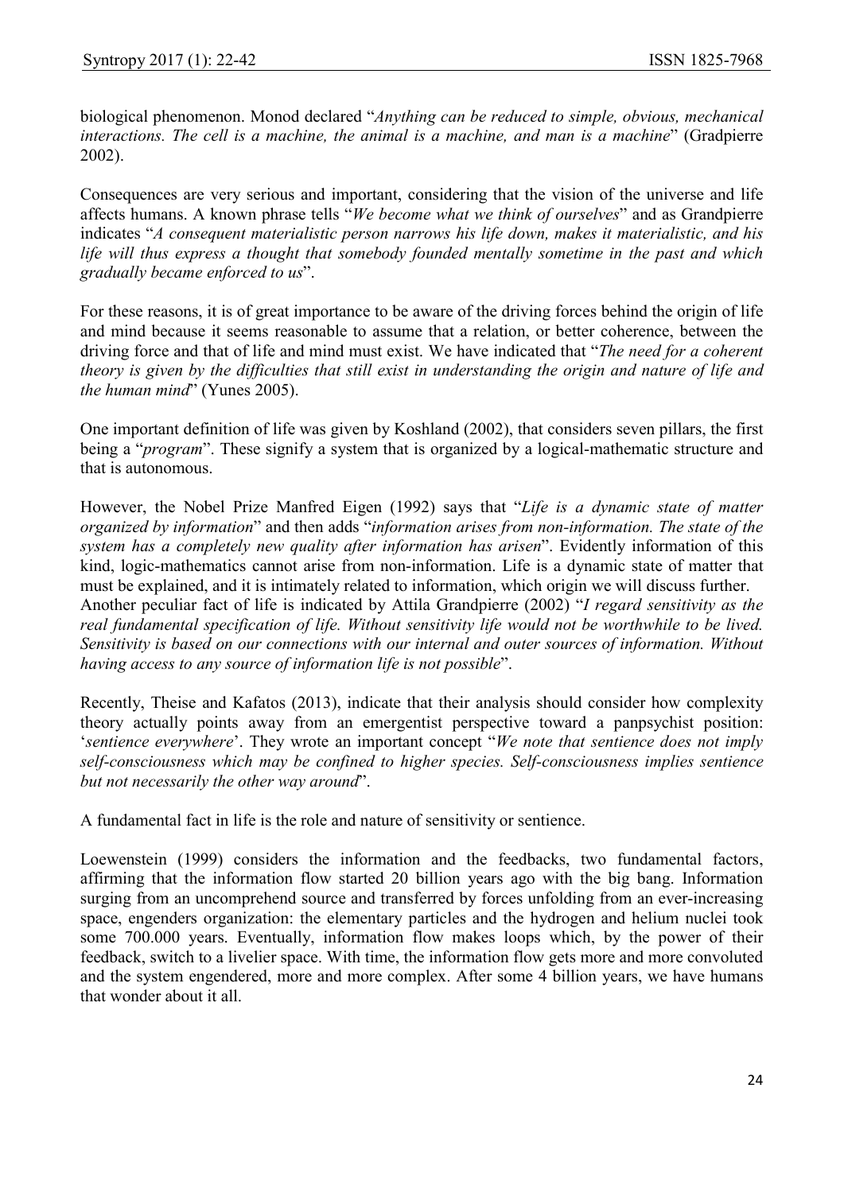biological phenomenon. Monod declared "*Anything can be reduced to simple, obvious, mechanical interactions. The cell is a machine, the animal is a machine, and man is a machine*" (Gradpierre 2002).

Consequences are very serious and important, considering that the vision of the universe and life affects humans. A known phrase tells "*We become what we think of ourselves*" and as Grandpierre indicates "*A consequent materialistic person narrows his life down, makes it materialistic, and his life will thus express a thought that somebody founded mentally sometime in the past and which gradually became enforced to us*".

For these reasons, it is of great importance to be aware of the driving forces behind the origin of life and mind because it seems reasonable to assume that a relation, or better coherence, between the driving force and that of life and mind must exist. We have indicated that "*The need for a coherent theory is given by the difficulties that still exist in understanding the origin and nature of life and the human mind*" (Yunes 2005).

One important definition of life was given by Koshland (2002), that considers seven pillars, the first being a "*program*". These signify a system that is organized by a logical-mathematic structure and that is autonomous.

However, the Nobel Prize Manfred Eigen (1992) says that "*Life is a dynamic state of matter organized by information*" and then adds "*information arises from non-information. The state of the system has a completely new quality after information has arisen*". Evidently information of this kind, logic-mathematics cannot arise from non-information. Life is a dynamic state of matter that must be explained, and it is intimately related to information, which origin we will discuss further.
Another peculiar fact of life is indicated by Attila Grandpierre (2002) "*I regard sensitivity as the real fundamental specification of life. Without sensitivity life would not be worthwhile to be lived. Sensitivity is based on our connections with our internal and outer sources of information. Without having access to any source of information life is not possible*".

Recently, Theise and Kafatos (2013), indicate that their analysis should consider how complexity theory actually points away from an emergentist perspective toward a panpsychist position: '*sentience everywhere*'. They wrote an important concept "*We note that sentience does not imply self-consciousness which may be confined to higher species. Self-consciousness implies sentience but not necessarily the other way around*".

A fundamental fact in life is the role and nature of sensitivity or sentience.

Loewenstein (1999) considers the information and the feedbacks, two fundamental factors, affirming that the information flow started 20 billion years ago with the big bang. Information surging from an uncomprehend source and transferred by forces unfolding from an ever-increasing space, engenders organization: the elementary particles and the hydrogen and helium nuclei took some 700.000 years. Eventually, information flow makes loops which, by the power of their feedback, switch to a livelier space. With time, the information flow gets more and more convoluted and the system engendered, more and more complex. After some 4 billion years, we have humans that wonder about it all.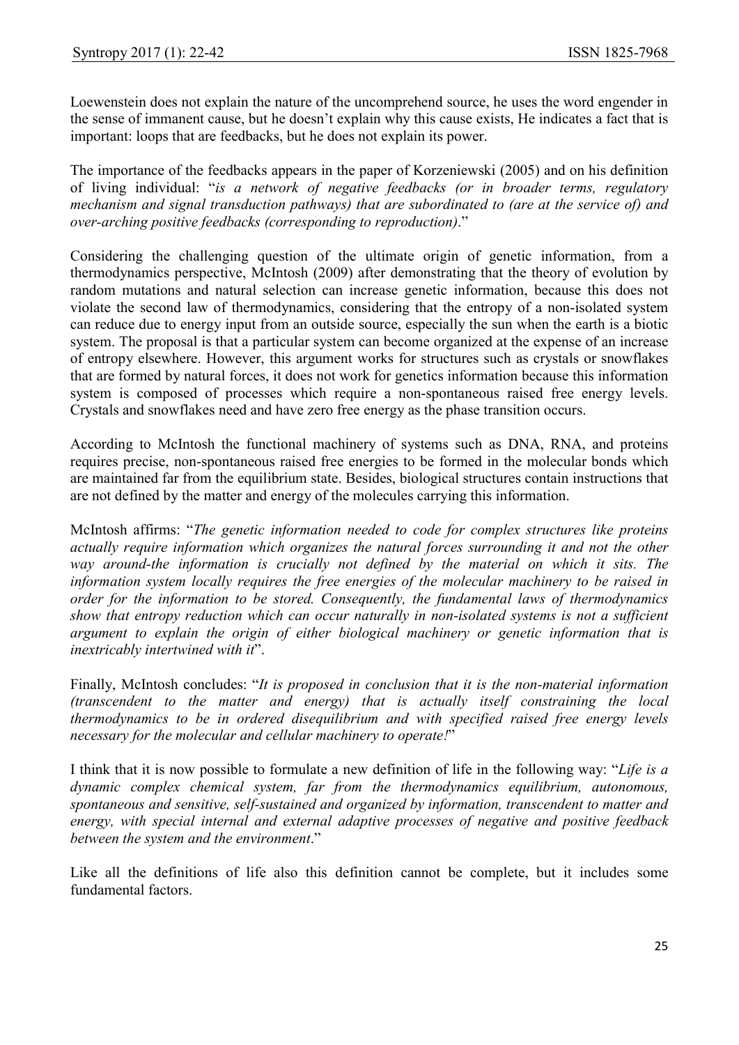Loewenstein does not explain the nature of the uncomprehend source, he uses the word engender in the sense of immanent cause, but he doesn't explain why this cause exists, He indicates a fact that is important: loops that are feedbacks, but he does not explain its power.

The importance of the feedbacks appears in the paper of Korzeniewski (2005) and on his definition of living individual: "*is a network of negative feedbacks (or in broader terms, regulatory mechanism and signal transduction pathways) that are subordinated to (are at the service of) and over-arching positive feedbacks (corresponding to reproduction)*."

Considering the challenging question of the ultimate origin of genetic information, from a thermodynamics perspective, McIntosh (2009) after demonstrating that the theory of evolution by random mutations and natural selection can increase genetic information, because this does not violate the second law of thermodynamics, considering that the entropy of a non-isolated system can reduce due to energy input from an outside source, especially the sun when the earth is a biotic system. The proposal is that a particular system can become organized at the expense of an increase of entropy elsewhere. However, this argument works for structures such as crystals or snowflakes that are formed by natural forces, it does not work for genetics information because this information system is composed of processes which require a non-spontaneous raised free energy levels. Crystals and snowflakes need and have zero free energy as the phase transition occurs.

According to McIntosh the functional machinery of systems such as DNA, RNA, and proteins requires precise, non-spontaneous raised free energies to be formed in the molecular bonds which are maintained far from the equilibrium state. Besides, biological structures contain instructions that are not defined by the matter and energy of the molecules carrying this information.

McIntosh affirms: "*The genetic information needed to code for complex structures like proteins actually require information which organizes the natural forces surrounding it and not the other way around-the information is crucially not defined by the material on which it sits. The information system locally requires the free energies of the molecular machinery to be raised in order for the information to be stored. Consequently, the fundamental laws of thermodynamics show that entropy reduction which can occur naturally in non-isolated systems is not a sufficient argument to explain the origin of either biological machinery or genetic information that is inextricably intertwined with it*".

Finally, McIntosh concludes: "*It is proposed in conclusion that it is the non-material information (transcendent to the matter and energy) that is actually itself constraining the local thermodynamics to be in ordered disequilibrium and with specified raised free energy levels necessary for the molecular and cellular machinery to operate!*"

I think that it is now possible to formulate a new definition of life in the following way: "*Life is a dynamic complex chemical system, far from the thermodynamics equilibrium, autonomous, spontaneous and sensitive, self-sustained and organized by information, transcendent to matter and energy, with special internal and external adaptive processes of negative and positive feedback between the system and the environment*."

Like all the definitions of life also this definition cannot be complete, but it includes some fundamental factors.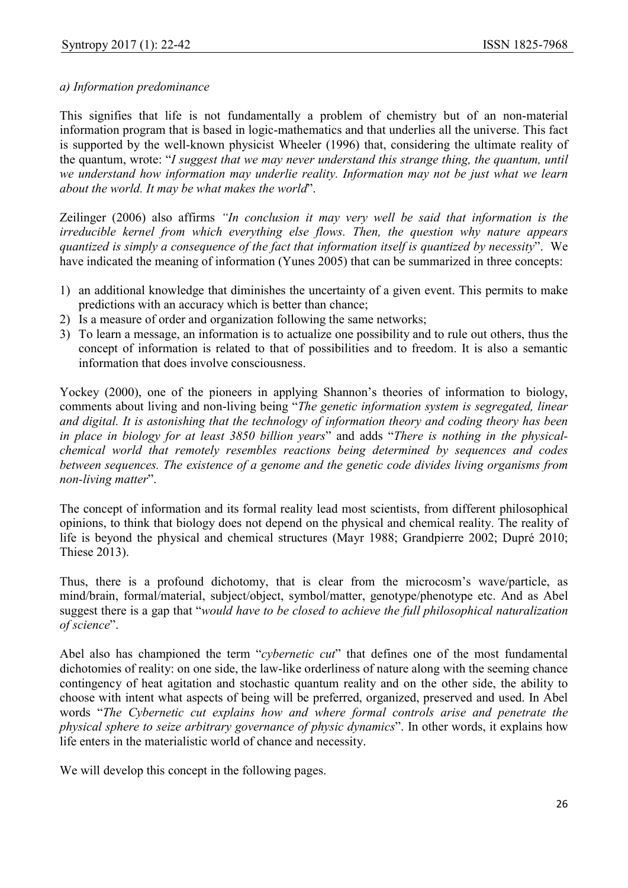*a) Information predominance*

This signifies that life is not fundamentally a problem of chemistry but of an non-material information program that is based in logic-mathematics and that underlies all the universe. This fact is supported by the well-known physicist Wheeler (1996) that, considering the ultimate reality of the quantum, wrote: "*I suggest that we may never understand this strange thing, the quantum, until we understand how information may underlie reality. Information may not be just what we learn about the world. It may be what makes the world*".

Zeilinger (2006) also affirms *"In conclusion it may very well be said that information is the irreducible kernel from which everything else flows. Then, the question why nature appears quantized is simply a consequence of the fact that information itself is quantized by necessity*". We have indicated the meaning of information (Yunes 2005) that can be summarized in three concepts:

1) an additional knowledge that diminishes the uncertainty of a given event. This permits to make predictions with an accuracy which is better than chance;
2) Is a measure of order and organization following the same networks;
3) To learn a message, an information is to actualize one possibility and to rule out others, thus the concept of information is related to that of possibilities and to freedom. It is also a semantic information that does involve consciousness.

Yockey (2000), one of the pioneers in applying Shannon's theories of information to biology, comments about living and non-living being "*The genetic information system is segregated, linear and digital. It is astonishing that the technology of information theory and coding theory has been in place in biology for at least 3850 billion years*" and adds "*There is nothing in the physical-chemical world that remotely resembles reactions being determined by sequences and codes between sequences. The existence of a genome and the genetic code divides living organisms from non-living matter*".

The concept of information and its formal reality lead most scientists, from different philosophical opinions, to think that biology does not depend on the physical and chemical reality. The reality of life is beyond the physical and chemical structures (Mayr 1988; Grandpierre 2002; Dupré 2010; Thiese 2013).

Thus, there is a profound dichotomy, that is clear from the microcosm's wave/particle, as mind/brain, formal/material, subject/object, symbol/matter, genotype/phenotype etc. And as Abel suggest there is a gap that "*would have to be closed to achieve the full philosophical naturalization of science*".

Abel also has championed the term "*cybernetic cut*" that defines one of the most fundamental dichotomies of reality: on one side, the law-like orderliness of nature along with the seeming chance contingency of heat agitation and stochastic quantum reality and on the other side, the ability to choose with intent what aspects of being will be preferred, organized, preserved and used. In Abel words "*The Cybernetic cut explains how and where formal controls arise and penetrate the physical sphere to seize arbitrary governance of physic dynamics*". In other words, it explains how life enters in the materialistic world of chance and necessity.

We will develop this concept in the following pages.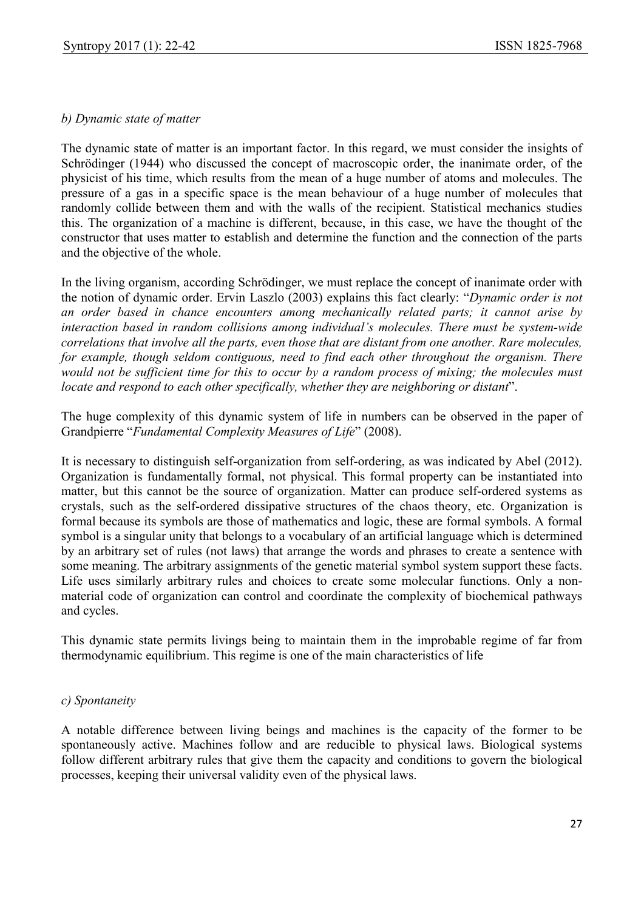*b) Dynamic state of matter*

The dynamic state of matter is an important factor. In this regard, we must consider the insights of Schrödinger (1944) who discussed the concept of macroscopic order, the inanimate order, of the physicist of his time, which results from the mean of a huge number of atoms and molecules. The pressure of a gas in a specific space is the mean behaviour of a huge number of molecules that randomly collide between them and with the walls of the recipient. Statistical mechanics studies this. The organization of a machine is different, because, in this case, we have the thought of the constructor that uses matter to establish and determine the function and the connection of the parts and the objective of the whole.

In the living organism, according Schrödinger, we must replace the concept of inanimate order with the notion of dynamic order. Ervin Laszlo (2003) explains this fact clearly: "*Dynamic order is not an order based in chance encounters among mechanically related parts; it cannot arise by interaction based in random collisions among individual's molecules. There must be system-wide correlations that involve all the parts, even those that are distant from one another. Rare molecules, for example, though seldom contiguous, need to find each other throughout the organism. There would not be sufficient time for this to occur by a random process of mixing; the molecules must locate and respond to each other specifically, whether they are neighboring or distant*".

The huge complexity of this dynamic system of life in numbers can be observed in the paper of Grandpierre "*Fundamental Complexity Measures of Life*" (2008).

It is necessary to distinguish self-organization from self-ordering, as was indicated by Abel (2012). Organization is fundamentally formal, not physical. This formal property can be instantiated into matter, but this cannot be the source of organization. Matter can produce self-ordered systems as crystals, such as the self-ordered dissipative structures of the chaos theory, etc. Organization is formal because its symbols are those of mathematics and logic, these are formal symbols. A formal symbol is a singular unity that belongs to a vocabulary of an artificial language which is determined by an arbitrary set of rules (not laws) that arrange the words and phrases to create a sentence with some meaning. The arbitrary assignments of the genetic material symbol system support these facts. Life uses similarly arbitrary rules and choices to create some molecular functions. Only a non-material code of organization can control and coordinate the complexity of biochemical pathways and cycles.

This dynamic state permits livings being to maintain them in the improbable regime of far from thermodynamic equilibrium. This regime is one of the main characteristics of life

*c) Spontaneity*

A notable difference between living beings and machines is the capacity of the former to be spontaneously active. Machines follow and are reducible to physical laws. Biological systems follow different arbitrary rules that give them the capacity and conditions to govern the biological processes, keeping their universal validity even of the physical laws.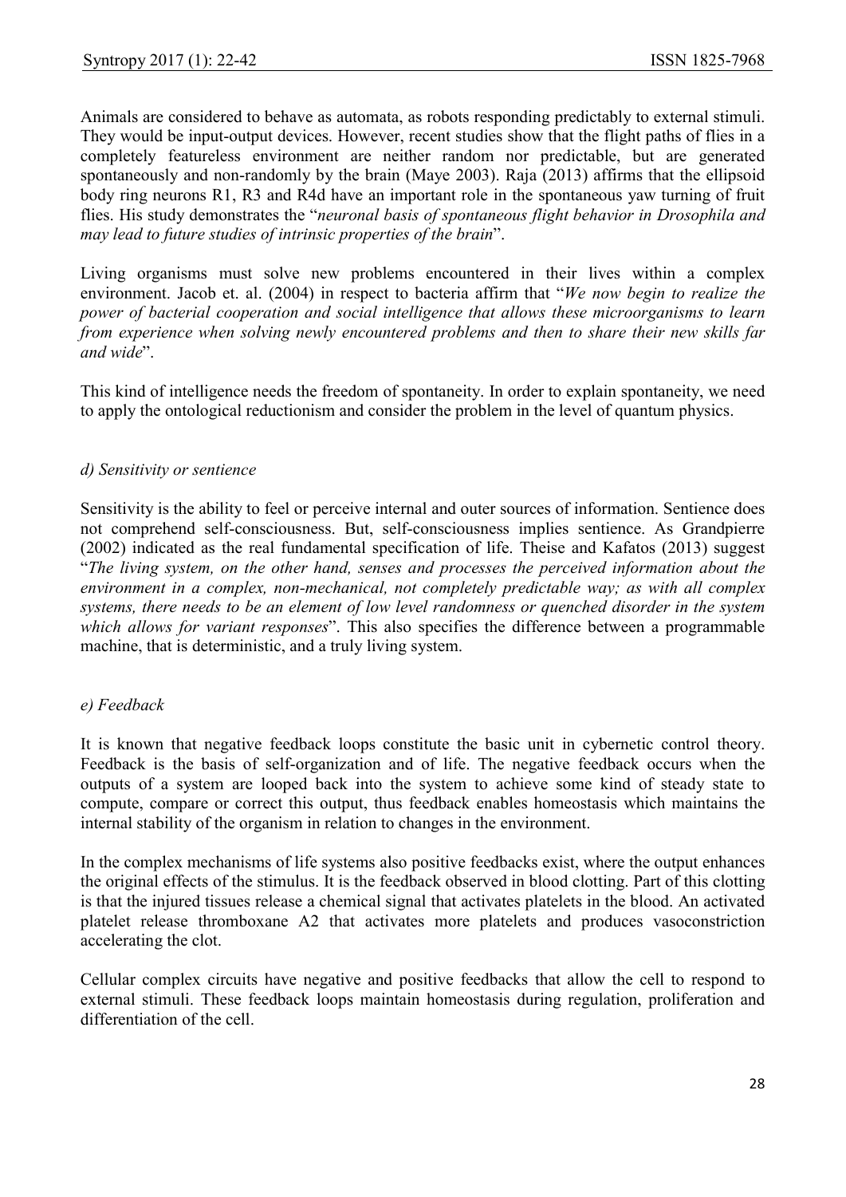Animals are considered to behave as automata, as robots responding predictably to external stimuli. They would be input-output devices. However, recent studies show that the flight paths of flies in a completely featureless environment are neither random nor predictable, but are generated spontaneously and non-randomly by the brain (Maye 2003). Raja (2013) affirms that the ellipsoid body ring neurons R1, R3 and R4d have an important role in the spontaneous yaw turning of fruit flies. His study demonstrates the "*neuronal basis of spontaneous flight behavior in Drosophila and may lead to future studies of intrinsic properties of the brain*".

Living organisms must solve new problems encountered in their lives within a complex environment. Jacob et. al. (2004) in respect to bacteria affirm that "*We now begin to realize the power of bacterial cooperation and social intelligence that allows these microorganisms to learn from experience when solving newly encountered problems and then to share their new skills far and wide*".

This kind of intelligence needs the freedom of spontaneity. In order to explain spontaneity, we need to apply the ontological reductionism and consider the problem in the level of quantum physics.

*d) Sensitivity or sentience*

Sensitivity is the ability to feel or perceive internal and outer sources of information. Sentience does not comprehend self-consciousness. But, self-consciousness implies sentience. As Grandpierre (2002) indicated as the real fundamental specification of life. Theise and Kafatos (2013) suggest "*The living system, on the other hand, senses and processes the perceived information about the environment in a complex, non-mechanical, not completely predictable way; as with all complex systems, there needs to be an element of low level randomness or quenched disorder in the system which allows for variant responses*". This also specifies the difference between a programmable machine, that is deterministic, and a truly living system.

*e) Feedback*

It is known that negative feedback loops constitute the basic unit in cybernetic control theory. Feedback is the basis of self-organization and of life. The negative feedback occurs when the outputs of a system are looped back into the system to achieve some kind of steady state to compute, compare or correct this output, thus feedback enables homeostasis which maintains the internal stability of the organism in relation to changes in the environment.

In the complex mechanisms of life systems also positive feedbacks exist, where the output enhances the original effects of the stimulus. It is the feedback observed in blood clotting. Part of this clotting is that the injured tissues release a chemical signal that activates platelets in the blood. An activated platelet release thromboxane A2 that activates more platelets and produces vasoconstriction accelerating the clot.

Cellular complex circuits have negative and positive feedbacks that allow the cell to respond to external stimuli. These feedback loops maintain homeostasis during regulation, proliferation and differentiation of the cell.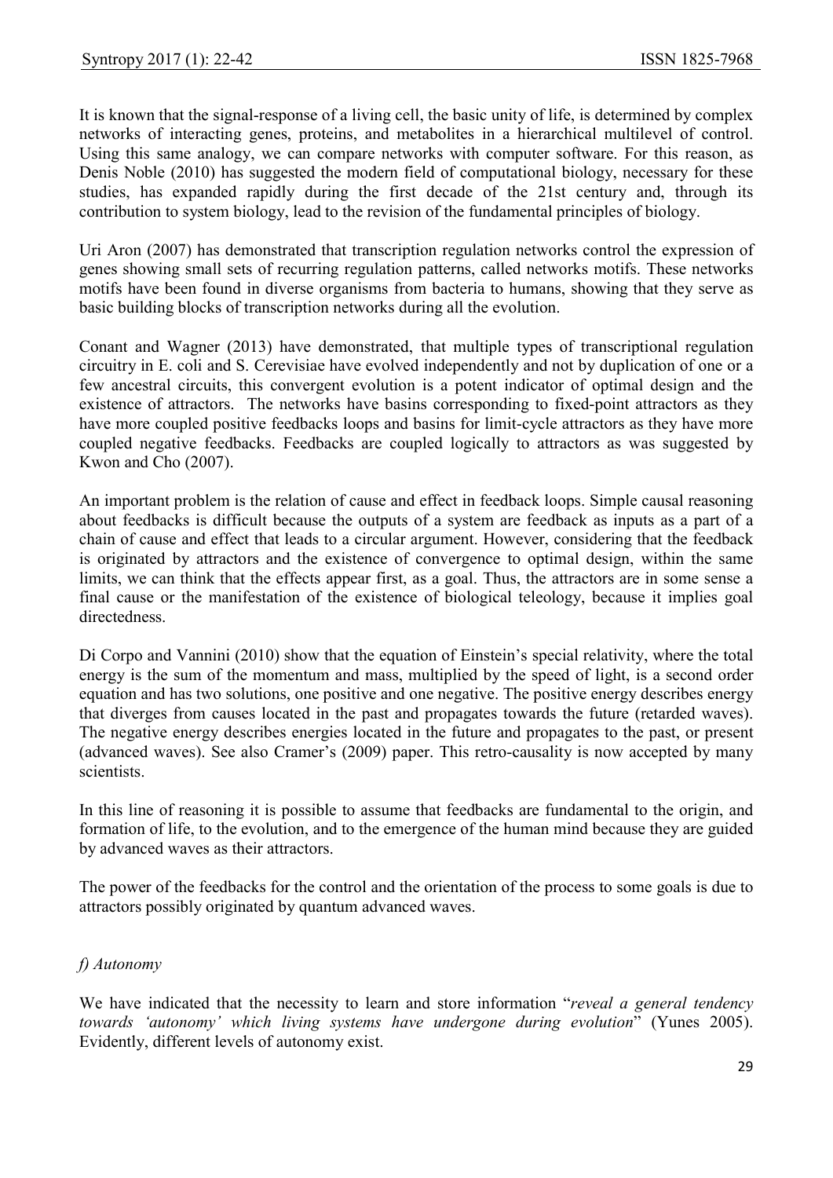It is known that the signal-response of a living cell, the basic unity of life, is determined by complex networks of interacting genes, proteins, and metabolites in a hierarchical multilevel of control. Using this same analogy, we can compare networks with computer software. For this reason, as Denis Noble (2010) has suggested the modern field of computational biology, necessary for these studies, has expanded rapidly during the first decade of the 21st century and, through its contribution to system biology, lead to the revision of the fundamental principles of biology.

Uri Aron (2007) has demonstrated that transcription regulation networks control the expression of genes showing small sets of recurring regulation patterns, called networks motifs. These networks motifs have been found in diverse organisms from bacteria to humans, showing that they serve as basic building blocks of transcription networks during all the evolution.

Conant and Wagner (2013) have demonstrated, that multiple types of transcriptional regulation circuitry in E. coli and S. Cerevisiae have evolved independently and not by duplication of one or a few ancestral circuits, this convergent evolution is a potent indicator of optimal design and the existence of attractors. The networks have basins corresponding to fixed-point attractors as they have more coupled positive feedbacks loops and basins for limit-cycle attractors as they have more coupled negative feedbacks. Feedbacks are coupled logically to attractors as was suggested by Kwon and Cho (2007).

An important problem is the relation of cause and effect in feedback loops. Simple causal reasoning about feedbacks is difficult because the outputs of a system are feedback as inputs as a part of a chain of cause and effect that leads to a circular argument. However, considering that the feedback is originated by attractors and the existence of convergence to optimal design, within the same limits, we can think that the effects appear first, as a goal. Thus, the attractors are in some sense a final cause or the manifestation of the existence of biological teleology, because it implies goal directedness.

Di Corpo and Vannini (2010) show that the equation of Einstein's special relativity, where the total energy is the sum of the momentum and mass, multiplied by the speed of light, is a second order equation and has two solutions, one positive and one negative. The positive energy describes energy that diverges from causes located in the past and propagates towards the future (retarded waves). The negative energy describes energies located in the future and propagates to the past, or present (advanced waves). See also Cramer's (2009) paper. This retro-causality is now accepted by many scientists.

In this line of reasoning it is possible to assume that feedbacks are fundamental to the origin, and formation of life, to the evolution, and to the emergence of the human mind because they are guided by advanced waves as their attractors.

The power of the feedbacks for the control and the orientation of the process to some goals is due to attractors possibly originated by quantum advanced waves.

### *f) Autonomy*

We have indicated that the necessity to learn and store information "*reveal a general tendency towards 'autonomy' which living systems have undergone during evolution*" (Yunes 2005). Evidently, different levels of autonomy exist.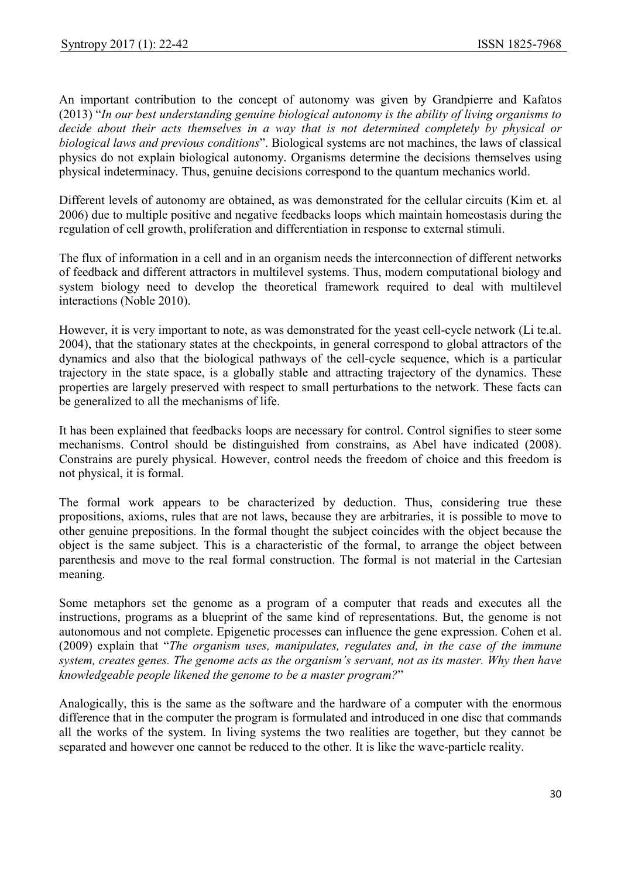An important contribution to the concept of autonomy was given by Grandpierre and Kafatos (2013) "*In our best understanding genuine biological autonomy is the ability of living organisms to decide about their acts themselves in a way that is not determined completely by physical or biological laws and previous conditions*". Biological systems are not machines, the laws of classical physics do not explain biological autonomy. Organisms determine the decisions themselves using physical indeterminacy. Thus, genuine decisions correspond to the quantum mechanics world.

Different levels of autonomy are obtained, as was demonstrated for the cellular circuits (Kim et. al 2006) due to multiple positive and negative feedbacks loops which maintain homeostasis during the regulation of cell growth, proliferation and differentiation in response to external stimuli.

The flux of information in a cell and in an organism needs the interconnection of different networks of feedback and different attractors in multilevel systems. Thus, modern computational biology and system biology need to develop the theoretical framework required to deal with multilevel interactions (Noble 2010).

However, it is very important to note, as was demonstrated for the yeast cell-cycle network (Li te.al. 2004), that the stationary states at the checkpoints, in general correspond to global attractors of the dynamics and also that the biological pathways of the cell-cycle sequence, which is a particular trajectory in the state space, is a globally stable and attracting trajectory of the dynamics. These properties are largely preserved with respect to small perturbations to the network. These facts can be generalized to all the mechanisms of life.

It has been explained that feedbacks loops are necessary for control. Control signifies to steer some mechanisms. Control should be distinguished from constrains, as Abel have indicated (2008). Constrains are purely physical. However, control needs the freedom of choice and this freedom is not physical, it is formal.

The formal work appears to be characterized by deduction. Thus, considering true these propositions, axioms, rules that are not laws, because they are arbitraries, it is possible to move to other genuine prepositions. In the formal thought the subject coincides with the object because the object is the same subject. This is a characteristic of the formal, to arrange the object between parenthesis and move to the real formal construction. The formal is not material in the Cartesian meaning.

Some metaphors set the genome as a program of a computer that reads and executes all the instructions, programs as a blueprint of the same kind of representations. But, the genome is not autonomous and not complete. Epigenetic processes can influence the gene expression. Cohen et al. (2009) explain that "*The organism uses, manipulates, regulates and, in the case of the immune system, creates genes. The genome acts as the organism's servant, not as its master. Why then have knowledgeable people likened the genome to be a master program?*"

Analogically, this is the same as the software and the hardware of a computer with the enormous difference that in the computer the program is formulated and introduced in one disc that commands all the works of the system. In living systems the two realities are together, but they cannot be separated and however one cannot be reduced to the other. It is like the wave-particle reality.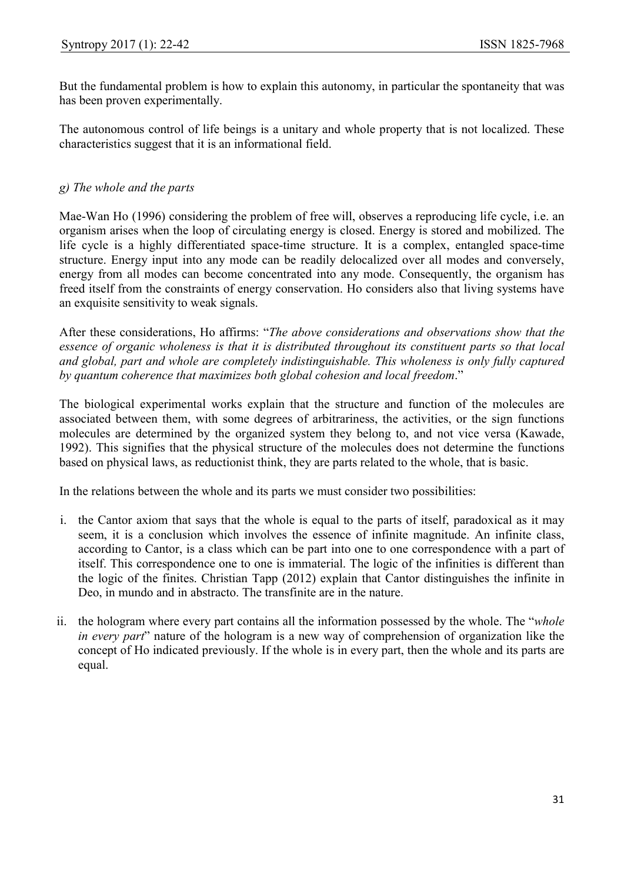But the fundamental problem is how to explain this autonomy, in particular the spontaneity that was has been proven experimentally.

The autonomous control of life beings is a unitary and whole property that is not localized. These characteristics suggest that it is an informational field.

### *g) The whole and the parts*

Mae-Wan Ho (1996) considering the problem of free will, observes a reproducing life cycle, i.e. an organism arises when the loop of circulating energy is closed. Energy is stored and mobilized. The life cycle is a highly differentiated space-time structure. It is a complex, entangled space-time structure. Energy input into any mode can be readily delocalized over all modes and conversely, energy from all modes can become concentrated into any mode. Consequently, the organism has freed itself from the constraints of energy conservation. Ho considers also that living systems have an exquisite sensitivity to weak signals.

After these considerations, Ho affirms: "*The above considerations and observations show that the essence of organic wholeness is that it is distributed throughout its constituent parts so that local and global, part and whole are completely indistinguishable. This wholeness is only fully captured by quantum coherence that maximizes both global cohesion and local freedom*."

The biological experimental works explain that the structure and function of the molecules are associated between them, with some degrees of arbitrariness, the activities, or the sign functions molecules are determined by the organized system they belong to, and not vice versa (Kawade, 1992). This signifies that the physical structure of the molecules does not determine the functions based on physical laws, as reductionist think, they are parts related to the whole, that is basic.

In the relations between the whole and its parts we must consider two possibilities:

i. the Cantor axiom that says that the whole is equal to the parts of itself, paradoxical as it may seem, it is a conclusion which involves the essence of infinite magnitude. An infinite class, according to Cantor, is a class which can be part into one to one correspondence with a part of itself. This correspondence one to one is immaterial. The logic of the infinities is different than the logic of the finites. Christian Tapp (2012) explain that Cantor distinguishes the infinite in Deo, in mundo and in abstracto. The transfinite are in the nature.

ii. the hologram where every part contains all the information possessed by the whole. The "*whole in every part*" nature of the hologram is a new way of comprehension of organization like the concept of Ho indicated previously. If the whole is in every part, then the whole and its parts are equal.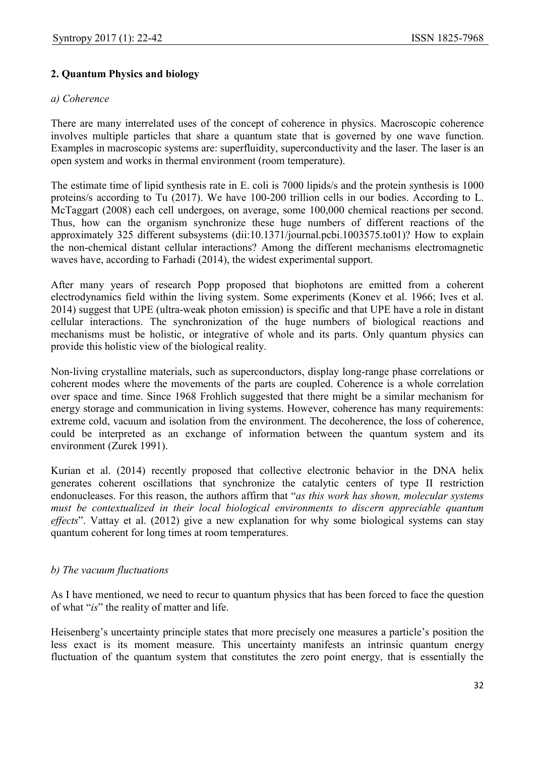## 2. Quantum Physics and biology

### *a) Coherence*

There are many interrelated uses of the concept of coherence in physics. Macroscopic coherence involves multiple particles that share a quantum state that is governed by one wave function. Examples in macroscopic systems are: superfluidity, superconductivity and the laser. The laser is an open system and works in thermal environment (room temperature).

The estimate time of lipid synthesis rate in E. coli is 7000 lipids/s and the protein synthesis is 1000 proteins/s according to Tu (2017). We have 100-200 trillion cells in our bodies. According to L. McTaggart (2008) each cell undergoes, on average, some 100,000 chemical reactions per second. Thus, how can the organism synchronize these huge numbers of different reactions of the approximately 325 different subsystems (dii:10.1371/journal.pcbi.1003575.to01)? How to explain the non-chemical distant cellular interactions? Among the different mechanisms electromagnetic waves have, according to Farhadi (2014), the widest experimental support.

After many years of research Popp proposed that biophotons are emitted from a coherent electrodynamics field within the living system. Some experiments (Konev et al. 1966; Ives et al. 2014) suggest that UPE (ultra-weak photon emission) is specific and that UPE have a role in distant cellular interactions. The synchronization of the huge numbers of biological reactions and mechanisms must be holistic, or integrative of whole and its parts. Only quantum physics can provide this holistic view of the biological reality.

Non-living crystalline materials, such as superconductors, display long-range phase correlations or coherent modes where the movements of the parts are coupled. Coherence is a whole correlation over space and time. Since 1968 Frohlich suggested that there might be a similar mechanism for energy storage and communication in living systems. However, coherence has many requirements: extreme cold, vacuum and isolation from the environment. The decoherence, the loss of coherence, could be interpreted as an exchange of information between the quantum system and its environment (Zurek 1991).

Kurian et al. (2014) recently proposed that collective electronic behavior in the DNA helix generates coherent oscillations that synchronize the catalytic centers of type II restriction endonucleases. For this reason, the authors affirm that "*as this work has shown, molecular systems must be contextualized in their local biological environments to discern appreciable quantum effects*". Vattay et al. (2012) give a new explanation for why some biological systems can stay quantum coherent for long times at room temperatures.

### *b) The vacuum fluctuations*

As I have mentioned, we need to recur to quantum physics that has been forced to face the question of what "*is*" the reality of matter and life.

Heisenberg's uncertainty principle states that more precisely one measures a particle's position the less exact is its moment measure. This uncertainty manifests an intrinsic quantum energy fluctuation of the quantum system that constitutes the zero point energy, that is essentially the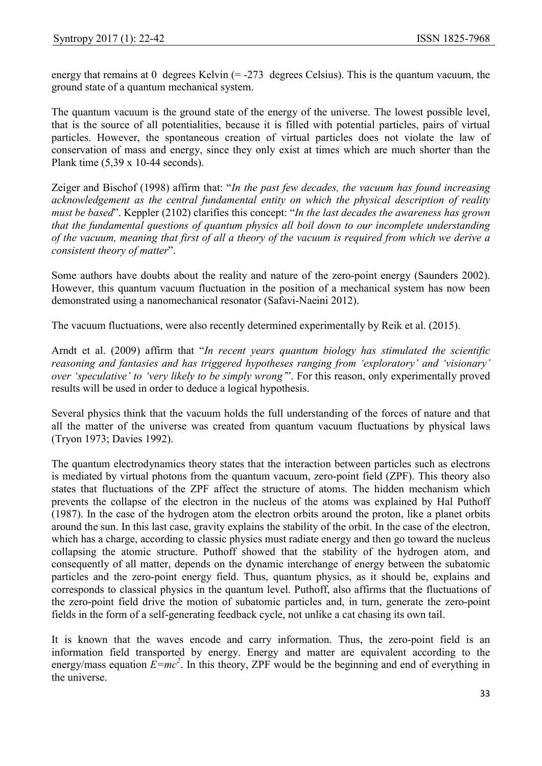energy that remains at 0 degrees Kelvin (= -273 degrees Celsius). This is the quantum vacuum, the ground state of a quantum mechanical system.

The quantum vacuum is the ground state of the energy of the universe. The lowest possible level, that is the source of all potentialities, because it is filled with potential particles, pairs of virtual particles. However, the spontaneous creation of virtual particles does not violate the law of conservation of mass and energy, since they only exist at times which are much shorter than the Plank time (5,39 x 10-44 seconds).

Zeiger and Bischof (1998) affirm that: "*In the past few decades, the vacuum has found increasing acknowledgement as the central fundamental entity on which the physical description of reality must be based*". Keppler (2102) clarifies this concept: "*In the last decades the awareness has grown that the fundamental questions of quantum physics all boil down to our incomplete understanding of the vacuum, meaning that first of all a theory of the vacuum is required from which we derive a consistent theory of matter*".

Some authors have doubts about the reality and nature of the zero-point energy (Saunders 2002). However, this quantum vacuum fluctuation in the position of a mechanical system has now been demonstrated using a nanomechanical resonator (Safavi-Naeini 2012).

The vacuum fluctuations, were also recently determined experimentally by Reik et al. (2015).

Arndt et al. (2009) affirm that "*In recent years quantum biology has stimulated the scientific reasoning and fantasies and has triggered hypotheses ranging from 'exploratory' and 'visionary' over 'speculative' to 'very likely to be simply wrong'*". For this reason, only experimentally proved results will be used in order to deduce a logical hypothesis.

Several physics think that the vacuum holds the full understanding of the forces of nature and that all the matter of the universe was created from quantum vacuum fluctuations by physical laws (Tryon 1973; Davies 1992).

The quantum electrodynamics theory states that the interaction between particles such as electrons is mediated by virtual photons from the quantum vacuum, zero-point field (ZPF). This theory also states that fluctuations of the ZPF affect the structure of atoms. The hidden mechanism which prevents the collapse of the electron in the nucleus of the atoms was explained by Hal Puthoff (1987). In the case of the hydrogen atom the electron orbits around the proton, like a planet orbits around the sun. In this last case, gravity explains the stability of the orbit. In the case of the electron, which has a charge, according to classic physics must radiate energy and then go toward the nucleus collapsing the atomic structure. Puthoff showed that the stability of the hydrogen atom, and consequently of all matter, depends on the dynamic interchange of energy between the subatomic particles and the zero-point energy field. Thus, quantum physics, as it should be, explains and corresponds to classical physics in the quantum level. Puthoff, also affirms that the fluctuations of the zero-point field drive the motion of subatomic particles and, in turn, generate the zero-point fields in the form of a self-generating feedback cycle, not unlike a cat chasing its own tail.

It is known that the waves encode and carry information. Thus, the zero-point field is an information field transported by energy. Energy and matter are equivalent according to the energy/mass equation $E=mc^2$. In this theory, ZPF would be the beginning and end of everything in the universe.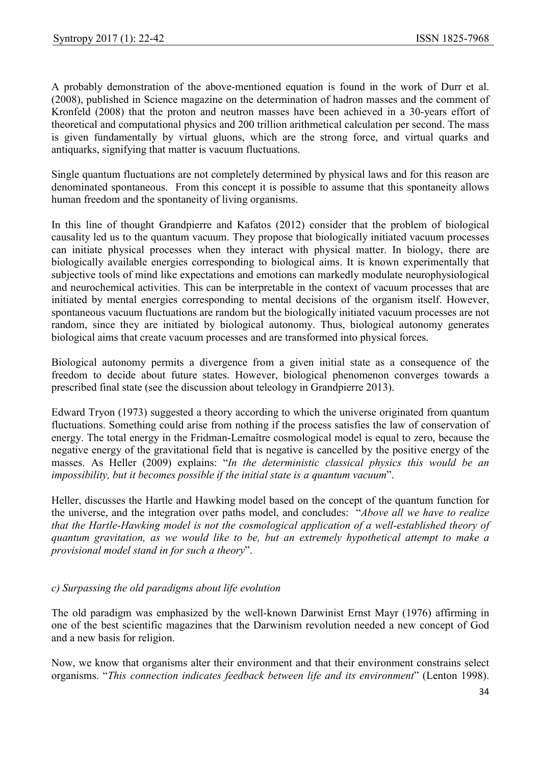A probably demonstration of the above-mentioned equation is found in the work of Durr et al. (2008), published in Science magazine on the determination of hadron masses and the comment of Kronfeld (2008) that the proton and neutron masses have been achieved in a 30-years effort of theoretical and computational physics and 200 trillion arithmetical calculation per second. The mass is given fundamentally by virtual gluons, which are the strong force, and virtual quarks and antiquarks, signifying that matter is vacuum fluctuations.

Single quantum fluctuations are not completely determined by physical laws and for this reason are denominated spontaneous. From this concept it is possible to assume that this spontaneity allows human freedom and the spontaneity of living organisms.

In this line of thought Grandpierre and Kafatos (2012) consider that the problem of biological causality led us to the quantum vacuum. They propose that biologically initiated vacuum processes can initiate physical processes when they interact with physical matter. In biology, there are biologically available energies corresponding to biological aims. It is known experimentally that subjective tools of mind like expectations and emotions can markedly modulate neurophysiological and neurochemical activities. This can be interpretable in the context of vacuum processes that are initiated by mental energies corresponding to mental decisions of the organism itself. However, spontaneous vacuum fluctuations are random but the biologically initiated vacuum processes are not random, since they are initiated by biological autonomy. Thus, biological autonomy generates biological aims that create vacuum processes and are transformed into physical forces.

Biological autonomy permits a divergence from a given initial state as a consequence of the freedom to decide about future states. However, biological phenomenon converges towards a prescribed final state (see the discussion about teleology in Grandpierre 2013).

Edward Tryon (1973) suggested a theory according to which the universe originated from quantum fluctuations. Something could arise from nothing if the process satisfies the law of conservation of energy. The total energy in the Fridman-Lemaître cosmological model is equal to zero, because the negative energy of the gravitational field that is negative is cancelled by the positive energy of the masses. As Heller (2009) explains: "*In the deterministic classical physics this would be an impossibility, but it becomes possible if the initial state is a quantum vacuum*".

Heller, discusses the Hartle and Hawking model based on the concept of the quantum function for the universe, and the integration over paths model, and concludes: "*Above all we have to realize that the Hartle-Hawking model is not the cosmological application of a well-established theory of quantum gravitation, as we would like to be, but an extremely hypothetical attempt to make a provisional model stand in for such a theory*".

*c) Surpassing the old paradigms about life evolution*

The old paradigm was emphasized by the well-known Darwinist Ernst Mayr (1976) affirming in one of the best scientific magazines that the Darwinism revolution needed a new concept of God and a new basis for religion.

Now, we know that organisms alter their environment and that their environment constrains select organisms. "*This connection indicates feedback between life and its environment*" (Lenton 1998).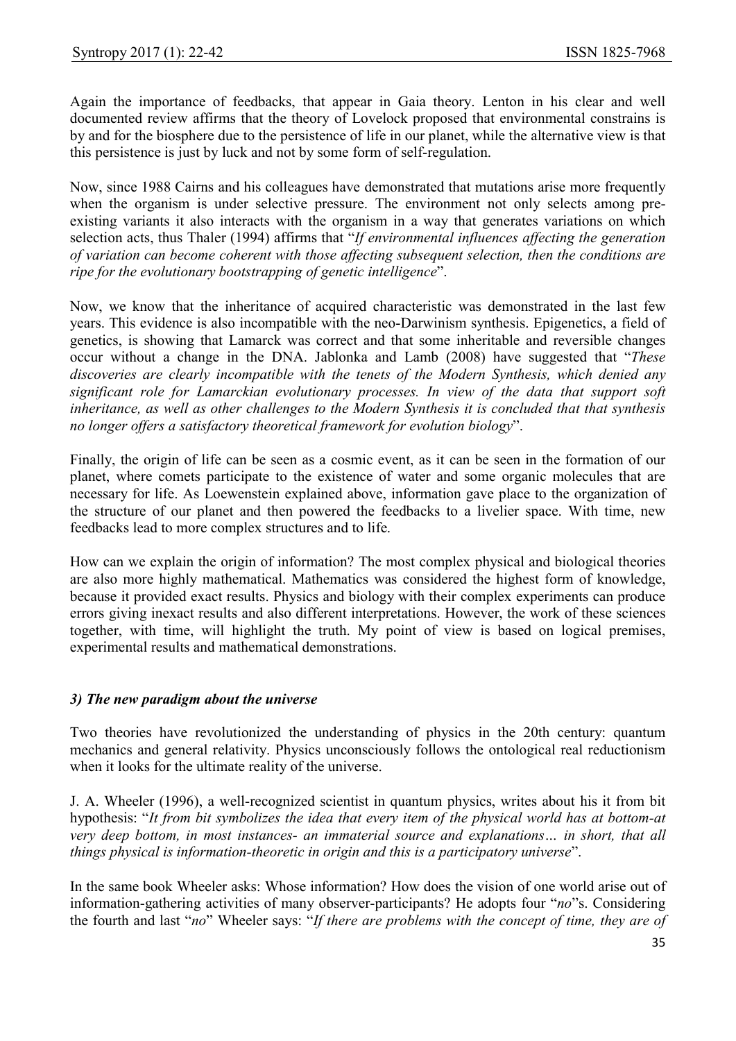Again the importance of feedbacks, that appear in Gaia theory. Lenton in his clear and well documented review affirms that the theory of Lovelock proposed that environmental constrains is by and for the biosphere due to the persistence of life in our planet, while the alternative view is that this persistence is just by luck and not by some form of self-regulation.

Now, since 1988 Cairns and his colleagues have demonstrated that mutations arise more frequently when the organism is under selective pressure. The environment not only selects among pre-existing variants it also interacts with the organism in a way that generates variations on which selection acts, thus Thaler (1994) affirms that "*If environmental influences affecting the generation of variation can become coherent with those affecting subsequent selection, then the conditions are ripe for the evolutionary bootstrapping of genetic intelligence*".

Now, we know that the inheritance of acquired characteristic was demonstrated in the last few years. This evidence is also incompatible with the neo-Darwinism synthesis. Epigenetics, a field of genetics, is showing that Lamarck was correct and that some inheritable and reversible changes occur without a change in the DNA. Jablonka and Lamb (2008) have suggested that "*These discoveries are clearly incompatible with the tenets of the Modern Synthesis, which denied any significant role for Lamarckian evolutionary processes. In view of the data that support soft inheritance, as well as other challenges to the Modern Synthesis it is concluded that that synthesis no longer offers a satisfactory theoretical framework for evolution biology*".

Finally, the origin of life can be seen as a cosmic event, as it can be seen in the formation of our planet, where comets participate to the existence of water and some organic molecules that are necessary for life. As Loewenstein explained above, information gave place to the organization of the structure of our planet and then powered the feedbacks to a livelier space. With time, new feedbacks lead to more complex structures and to life.

How can we explain the origin of information? The most complex physical and biological theories are also more highly mathematical. Mathematics was considered the highest form of knowledge, because it provided exact results. Physics and biology with their complex experiments can produce errors giving inexact results and also different interpretations. However, the work of these sciences together, with time, will highlight the truth. My point of view is based on logical premises, experimental results and mathematical demonstrations.

### *3) The new paradigm about the universe*

Two theories have revolutionized the understanding of physics in the 20th century: quantum mechanics and general relativity. Physics unconsciously follows the ontological real reductionism when it looks for the ultimate reality of the universe.

J. A. Wheeler (1996), a well-recognized scientist in quantum physics, writes about his it from bit hypothesis: "*It from bit symbolizes the idea that every item of the physical world has at bottom-at very deep bottom, in most instances- an immaterial source and explanations… in short, that all things physical is information-theoretic in origin and this is a participatory universe*".

In the same book Wheeler asks: Whose information? How does the vision of one world arise out of information-gathering activities of many observer-participants? He adopts four "*no*"s. Considering the fourth and last "*no*" Wheeler says: "*If there are problems with the concept of time, they are of*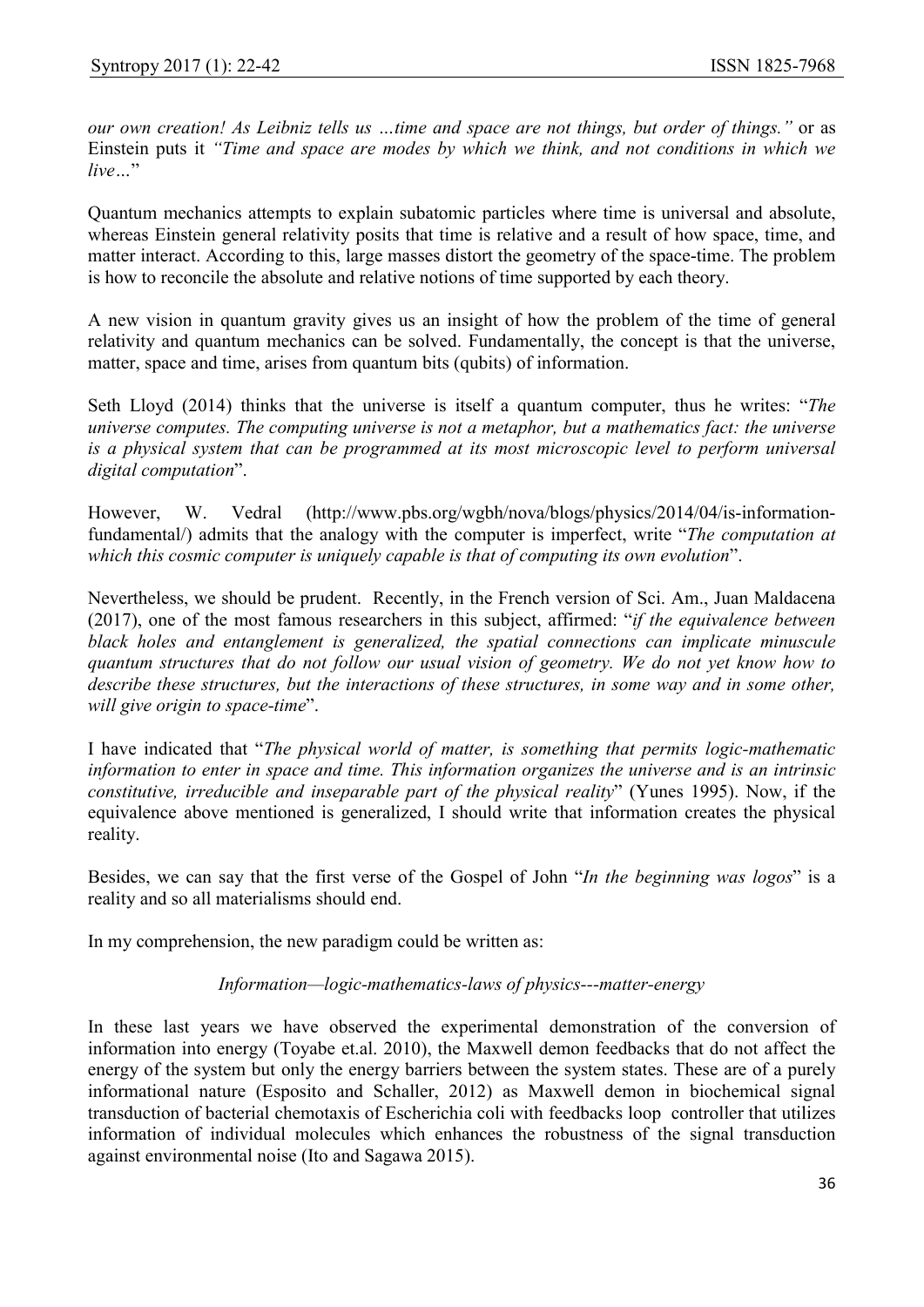*our own creation! As Leibniz tells us …time and space are not things, but order of things."* or as Einstein puts it *"Time and space are modes by which we think, and not conditions in which we live…*"

Quantum mechanics attempts to explain subatomic particles where time is universal and absolute, whereas Einstein general relativity posits that time is relative and a result of how space, time, and matter interact. According to this, large masses distort the geometry of the space-time. The problem is how to reconcile the absolute and relative notions of time supported by each theory.

A new vision in quantum gravity gives us an insight of how the problem of the time of general relativity and quantum mechanics can be solved. Fundamentally, the concept is that the universe, matter, space and time, arises from quantum bits (qubits) of information.

Seth Lloyd (2014) thinks that the universe is itself a quantum computer, thus he writes: "*The universe computes. The computing universe is not a metaphor, but a mathematics fact: the universe is a physical system that can be programmed at its most microscopic level to perform universal digital computation*".

However, W. Vedral (http://www.pbs.org/wgbh/nova/blogs/physics/2014/04/is-information-fundamental/) admits that the analogy with the computer is imperfect, write "*The computation at which this cosmic computer is uniquely capable is that of computing its own evolution*".

Nevertheless, we should be prudent. Recently, in the French version of Sci. Am., Juan Maldacena (2017), one of the most famous researchers in this subject, affirmed: "*if the equivalence between black holes and entanglement is generalized, the spatial connections can implicate minuscule quantum structures that do not follow our usual vision of geometry. We do not yet know how to describe these structures, but the interactions of these structures, in some way and in some other, will give origin to space-time*".

I have indicated that "*The physical world of matter, is something that permits logic-mathematic information to enter in space and time. This information organizes the universe and is an intrinsic constitutive, irreducible and inseparable part of the physical reality*" (Yunes 1995). Now, if the equivalence above mentioned is generalized, I should write that information creates the physical reality.

Besides, we can say that the first verse of the Gospel of John "*In the beginning was logos*" is a reality and so all materialisms should end.

In my comprehension, the new paradigm could be written as:

*Information—logic-mathematics-laws of physics---matter-energy*

In these last years we have observed the experimental demonstration of the conversion of information into energy (Toyabe et.al. 2010), the Maxwell demon feedbacks that do not affect the energy of the system but only the energy barriers between the system states. These are of a purely informational nature (Esposito and Schaller, 2012) as Maxwell demon in biochemical signal transduction of bacterial chemotaxis of Escherichia coli with feedbacks loop controller that utilizes information of individual molecules which enhances the robustness of the signal transduction against environmental noise (Ito and Sagawa 2015).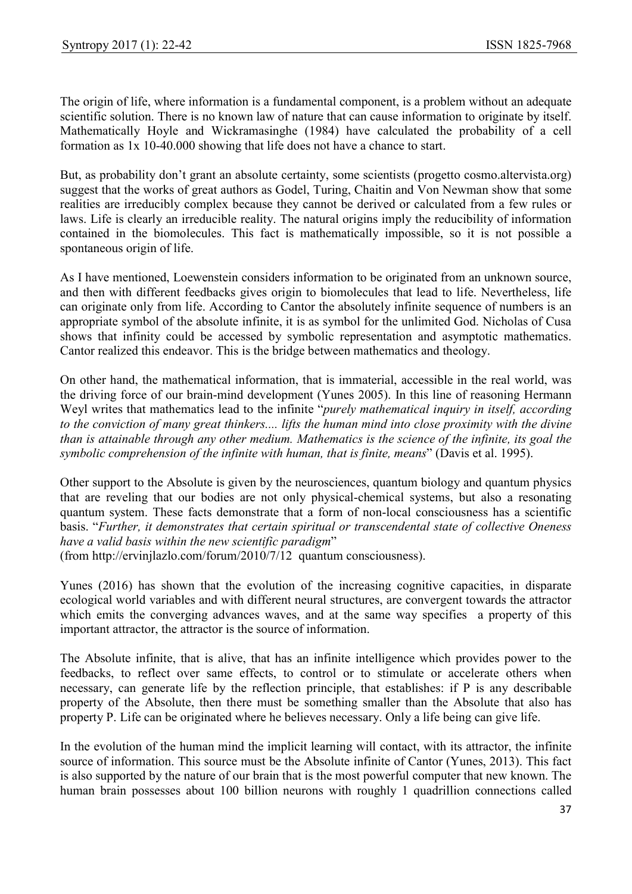The origin of life, where information is a fundamental component, is a problem without an adequate scientific solution. There is no known law of nature that can cause information to originate by itself. Mathematically Hoyle and Wickramasinghe (1984) have calculated the probability of a cell formation as 1x 10-40.000 showing that life does not have a chance to start.

But, as probability don't grant an absolute certainty, some scientists (progetto cosmo.altervista.org) suggest that the works of great authors as Godel, Turing, Chaitin and Von Newman show that some realities are irreducibly complex because they cannot be derived or calculated from a few rules or laws. Life is clearly an irreducible reality. The natural origins imply the reducibility of information contained in the biomolecules. This fact is mathematically impossible, so it is not possible a spontaneous origin of life.

As I have mentioned, Loewenstein considers information to be originated from an unknown source, and then with different feedbacks gives origin to biomolecules that lead to life. Nevertheless, life can originate only from life. According to Cantor the absolutely infinite sequence of numbers is an appropriate symbol of the absolute infinite, it is as symbol for the unlimited God. Nicholas of Cusa shows that infinity could be accessed by symbolic representation and asymptotic mathematics. Cantor realized this endeavor. This is the bridge between mathematics and theology.

On other hand, the mathematical information, that is immaterial, accessible in the real world, was the driving force of our brain-mind development (Yunes 2005). In this line of reasoning Hermann Weyl writes that mathematics lead to the infinite "*purely mathematical inquiry in itself, according to the conviction of many great thinkers.... lifts the human mind into close proximity with the divine than is attainable through any other medium. Mathematics is the science of the infinite, its goal the symbolic comprehension of the infinite with human, that is finite, means*" (Davis et al. 1995).

Other support to the Absolute is given by the neurosciences, quantum biology and quantum physics that are reveling that our bodies are not only physical-chemical systems, but also a resonating quantum system. These facts demonstrate that a form of non-local consciousness has a scientific basis. "*Further, it demonstrates that certain spiritual or transcendental state of collective Oneness have a valid basis within the new scientific paradigm*"
(from http://ervinjlazlo.com/forum/2010/7/12 quantum consciousness).

Yunes (2016) has shown that the evolution of the increasing cognitive capacities, in disparate ecological world variables and with different neural structures, are convergent towards the attractor which emits the converging advances waves, and at the same way specifies a property of this important attractor, the attractor is the source of information.

The Absolute infinite, that is alive, that has an infinite intelligence which provides power to the feedbacks, to reflect over same effects, to control or to stimulate or accelerate others when necessary, can generate life by the reflection principle, that establishes: if P is any describable property of the Absolute, then there must be something smaller than the Absolute that also has property P. Life can be originated where he believes necessary. Only a life being can give life.

In the evolution of the human mind the implicit learning will contact, with its attractor, the infinite source of information. This source must be the Absolute infinite of Cantor (Yunes, 2013). This fact is also supported by the nature of our brain that is the most powerful computer that new known. The human brain possesses about 100 billion neurons with roughly 1 quadrillion connections called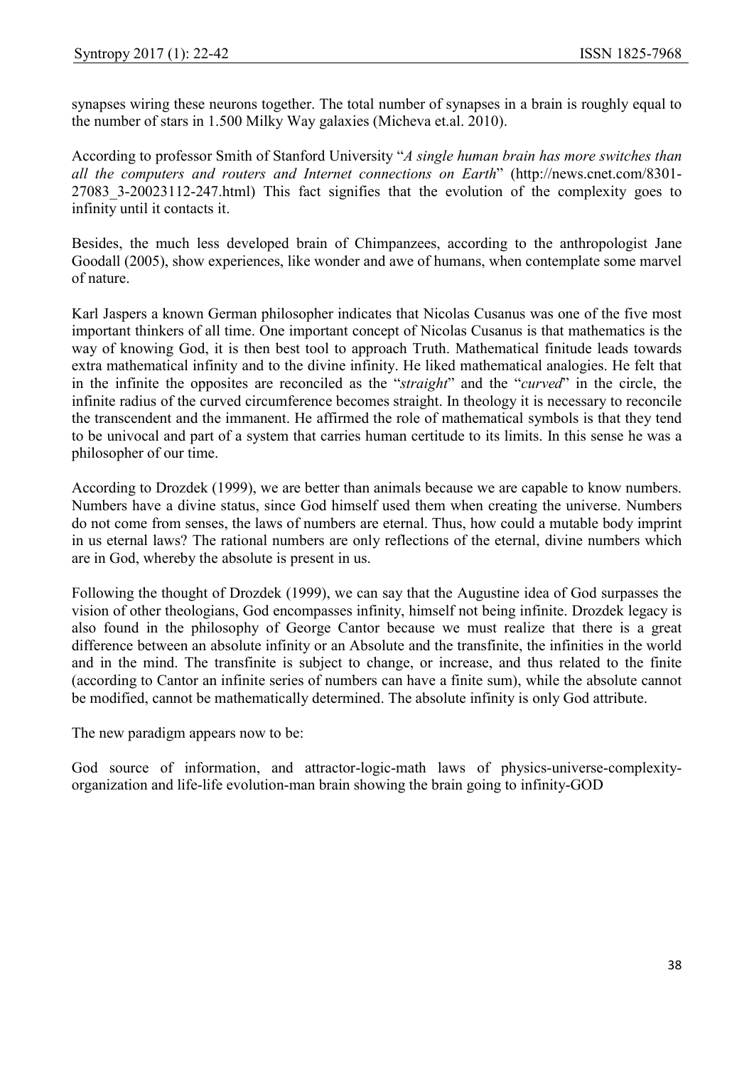synapses wiring these neurons together. The total number of synapses in a brain is roughly equal to the number of stars in 1.500 Milky Way galaxies (Micheva et.al. 2010).

According to professor Smith of Stanford University "*A single human brain has more switches than all the computers and routers and Internet connections on Earth*" (http://news.cnet.com/8301-27083_3-20023112-247.html) This fact signifies that the evolution of the complexity goes to infinity until it contacts it.

Besides, the much less developed brain of Chimpanzees, according to the anthropologist Jane Goodall (2005), show experiences, like wonder and awe of humans, when contemplate some marvel of nature.

Karl Jaspers a known German philosopher indicates that Nicolas Cusanus was one of the five most important thinkers of all time. One important concept of Nicolas Cusanus is that mathematics is the way of knowing God, it is then best tool to approach Truth. Mathematical finitude leads towards extra mathematical infinity and to the divine infinity. He liked mathematical analogies. He felt that in the infinite the opposites are reconciled as the "*straight*" and the "*curved*" in the circle, the infinite radius of the curved circumference becomes straight. In theology it is necessary to reconcile the transcendent and the immanent. He affirmed the role of mathematical symbols is that they tend to be univocal and part of a system that carries human certitude to its limits. In this sense he was a philosopher of our time.

According to Drozdek (1999), we are better than animals because we are capable to know numbers. Numbers have a divine status, since God himself used them when creating the universe. Numbers do not come from senses, the laws of numbers are eternal. Thus, how could a mutable body imprint in us eternal laws? The rational numbers are only reflections of the eternal, divine numbers which are in God, whereby the absolute is present in us.

Following the thought of Drozdek (1999), we can say that the Augustine idea of God surpasses the vision of other theologians, God encompasses infinity, himself not being infinite. Drozdek legacy is also found in the philosophy of George Cantor because we must realize that there is a great difference between an absolute infinity or an Absolute and the transfinite, the infinities in the world and in the mind. The transfinite is subject to change, or increase, and thus related to the finite (according to Cantor an infinite series of numbers can have a finite sum), while the absolute cannot be modified, cannot be mathematically determined. The absolute infinity is only God attribute.

The new paradigm appears now to be:

God source of information, and attractor-logic-math laws of physics-universe-complexity-organization and life-life evolution-man brain showing the brain going to infinity-GOD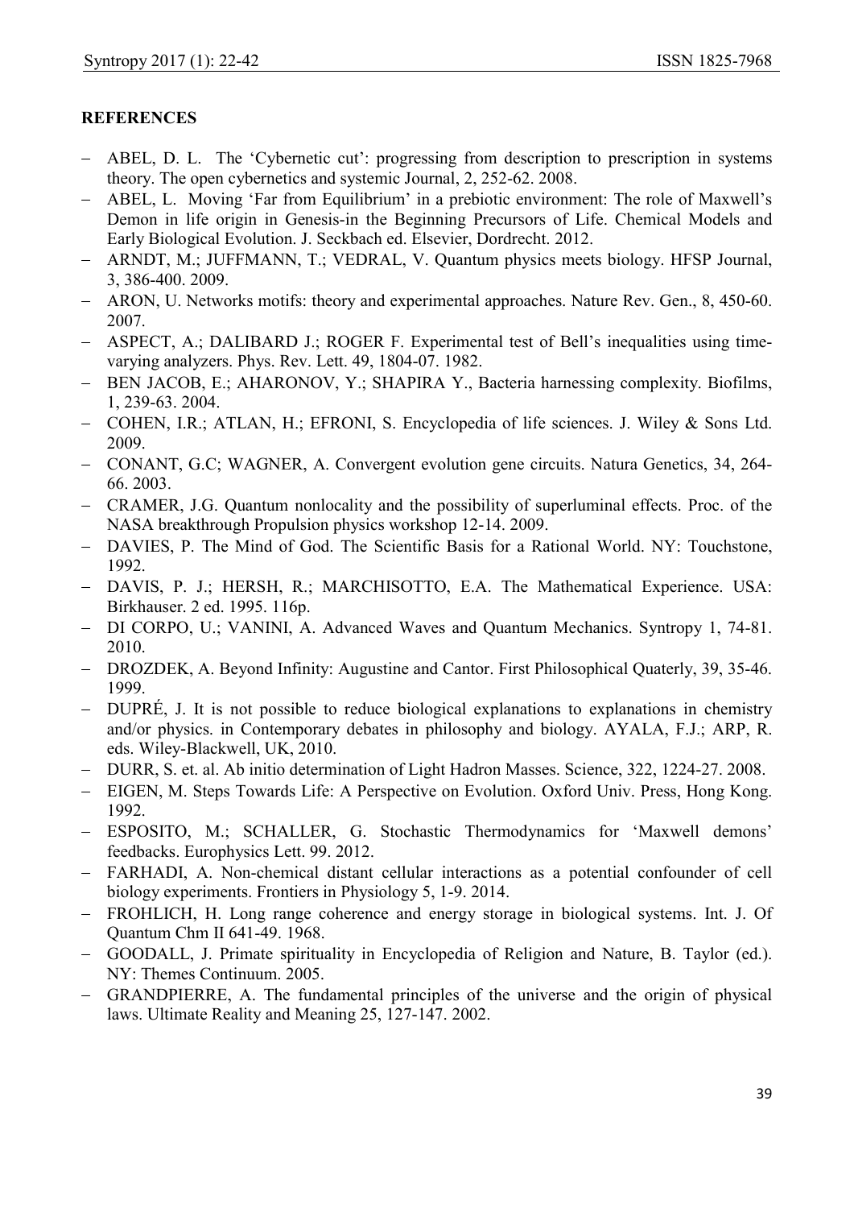**REFERENCES**

- ABEL, D. L. The 'Cybernetic cut': progressing from description to prescription in systems theory. The open cybernetics and systemic Journal, 2, 252-62. 2008.
- ABEL, L. Moving 'Far from Equilibrium' in a prebiotic environment: The role of Maxwell's Demon in life origin in Genesis-in the Beginning Precursors of Life. Chemical Models and Early Biological Evolution. J. Seckbach ed. Elsevier, Dordrecht. 2012.
- ARNDT, M.; JUFFMANN, T.; VEDRAL, V. Quantum physics meets biology. HFSP Journal, 3, 386-400. 2009.
- ARON, U. Networks motifs: theory and experimental approaches. Nature Rev. Gen., 8, 450-60. 2007.
- ASPECT, A.; DALIBARD J.; ROGER F. Experimental test of Bell's inequalities using time-varying analyzers. Phys. Rev. Lett. 49, 1804-07. 1982.
- BEN JACOB, E.; AHARONOV, Y.; SHAPIRA Y., Bacteria harnessing complexity. Biofilms, 1, 239-63. 2004.
- COHEN, I.R.; ATLAN, H.; EFRONI, S. Encyclopedia of life sciences. J. Wiley & Sons Ltd. 2009.
- CONANT, G.C; WAGNER, A. Convergent evolution gene circuits. Natura Genetics, 34, 264-66. 2003.
- CRAMER, J.G. Quantum nonlocality and the possibility of superluminal effects. Proc. of the NASA breakthrough Propulsion physics workshop 12-14. 2009.
- DAVIES, P. The Mind of God. The Scientific Basis for a Rational World. NY: Touchstone, 1992.
- DAVIS, P. J.; HERSH, R.; MARCHISOTTO, E.A. The Mathematical Experience. USA: Birkhauser. 2 ed. 1995. 116p.
- DI CORPO, U.; VANINI, A. Advanced Waves and Quantum Mechanics. Syntropy 1, 74-81. 2010.
- DROZDEK, A. Beyond Infinity: Augustine and Cantor. First Philosophical Quaterly, 39, 35-46. 1999.
- DUPRÉ, J. It is not possible to reduce biological explanations to explanations in chemistry and/or physics. in Contemporary debates in philosophy and biology. AYALA, F.J.; ARP, R. eds. Wiley-Blackwell, UK, 2010.
- DURR, S. et. al. Ab initio determination of Light Hadron Masses. Science, 322, 1224-27. 2008.
- EIGEN, M. Steps Towards Life: A Perspective on Evolution. Oxford Univ. Press, Hong Kong. 1992.
- ESPOSITO, M.; SCHALLER, G. Stochastic Thermodynamics for 'Maxwell demons' feedbacks. Europhysics Lett. 99. 2012.
- FARHADI, A. Non-chemical distant cellular interactions as a potential confounder of cell biology experiments. Frontiers in Physiology 5, 1-9. 2014.
- FROHLICH, H. Long range coherence and energy storage in biological systems. Int. J. Of Quantum Chm II 641-49. 1968.
- GOODALL, J. Primate spirituality in Encyclopedia of Religion and Nature, B. Taylor (ed.). NY: Themes Continuum. 2005.
- GRANDPIERRE, A. The fundamental principles of the universe and the origin of physical laws. Ultimate Reality and Meaning 25, 127-147. 2002.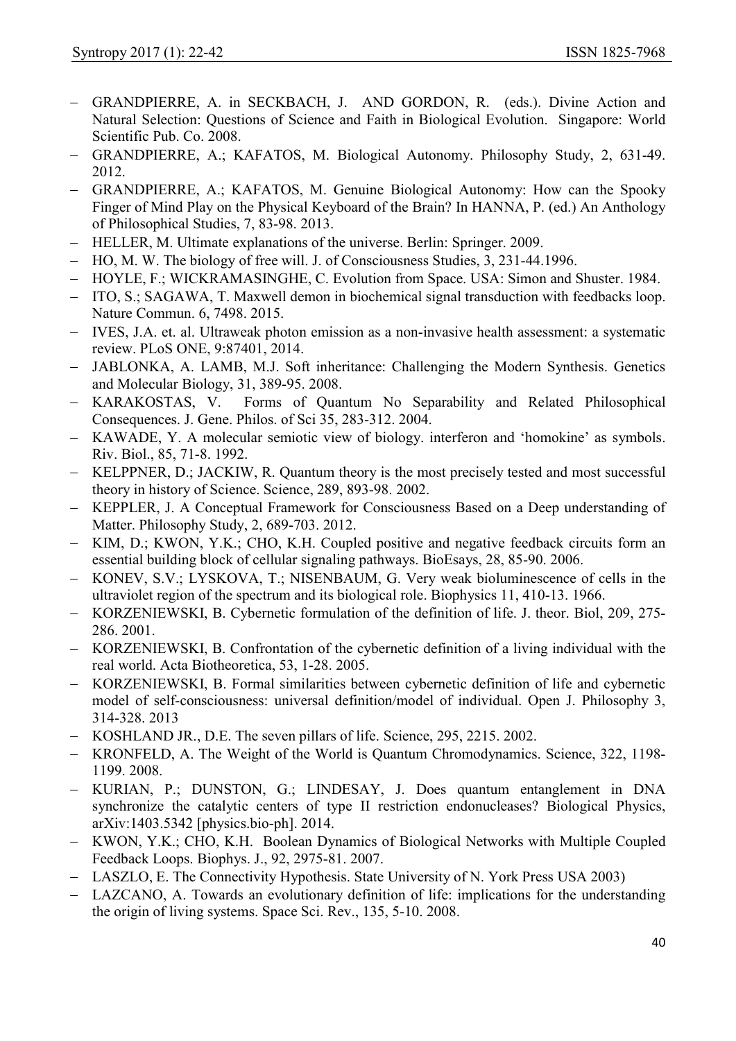- GRANDPIERRE, A. in SECKBACH, J. AND GORDON, R. (eds.). Divine Action and Natural Selection: Questions of Science and Faith in Biological Evolution. Singapore: World Scientific Pub. Co. 2008.
- GRANDPIERRE, A.; KAFATOS, M. Biological Autonomy. Philosophy Study, 2, 631-49. 2012.
- GRANDPIERRE, A.; KAFATOS, M. Genuine Biological Autonomy: How can the Spooky Finger of Mind Play on the Physical Keyboard of the Brain? In HANNA, P. (ed.) An Anthology of Philosophical Studies, 7, 83-98. 2013.
- HELLER, M. Ultimate explanations of the universe. Berlin: Springer. 2009.
- HO, M. W. The biology of free will. J. of Consciousness Studies, 3, 231-44.1996.
- HOYLE, F.; WICKRAMASINGHE, C. Evolution from Space. USA: Simon and Shuster. 1984.
- ITO, S.; SAGAWA, T. Maxwell demon in biochemical signal transduction with feedbacks loop. Nature Commun. 6, 7498. 2015.
- IVES, J.A. et. al. Ultraweak photon emission as a non-invasive health assessment: a systematic review. PLoS ONE, 9:87401, 2014.
- JABLONKA, A. LAMB, M.J. Soft inheritance: Challenging the Modern Synthesis. Genetics and Molecular Biology, 31, 389-95. 2008.
- KARAKOSTAS, V. Forms of Quantum No Separability and Related Philosophical Consequences. J. Gene. Philos. of Sci 35, 283-312. 2004.
- KAWADE, Y. A molecular semiotic view of biology. interferon and 'homokine' as symbols. Riv. Biol., 85, 71-8. 1992.
- KELPPNER, D.; JACKIW, R. Quantum theory is the most precisely tested and most successful theory in history of Science. Science, 289, 893-98. 2002.
- KEPPLER, J. A Conceptual Framework for Consciousness Based on a Deep understanding of Matter. Philosophy Study, 2, 689-703. 2012.
- KIM, D.; KWON, Y.K.; CHO, K.H. Coupled positive and negative feedback circuits form an essential building block of cellular signaling pathways. BioEsays, 28, 85-90. 2006.
- KONEV, S.V.; LYSKOVA, T.; NISENBAUM, G. Very weak bioluminescence of cells in the ultraviolet region of the spectrum and its biological role. Biophysics 11, 410-13. 1966.
- KORZENIEWSKI, B. Cybernetic formulation of the definition of life. J. theor. Biol, 209, 275-286. 2001.
- KORZENIEWSKI, B. Confrontation of the cybernetic definition of a living individual with the real world. Acta Biotheoretica, 53, 1-28. 2005.
- KORZENIEWSKI, B. Formal similarities between cybernetic definition of life and cybernetic model of self-consciousness: universal definition/model of individual. Open J. Philosophy 3, 314-328. 2013
- KOSHLAND JR., D.E. The seven pillars of life. Science, 295, 2215. 2002.
- KRONFELD, A. The Weight of the World is Quantum Chromodynamics. Science, 322, 1198-1199. 2008.
- KURIAN, P.; DUNSTON, G.; LINDESAY, J. Does quantum entanglement in DNA synchronize the catalytic centers of type II restriction endonucleases? Biological Physics, arXiv:1403.5342 [physics.bio-ph]. 2014.
- KWON, Y.K.; CHO, K.H. Boolean Dynamics of Biological Networks with Multiple Coupled Feedback Loops. Biophys. J., 92, 2975-81. 2007.
- LASZLO, E. The Connectivity Hypothesis. State University of N. York Press USA 2003)
- LAZCANO, A. Towards an evolutionary definition of life: implications for the understanding the origin of living systems. Space Sci. Rev., 135, 5-10. 2008.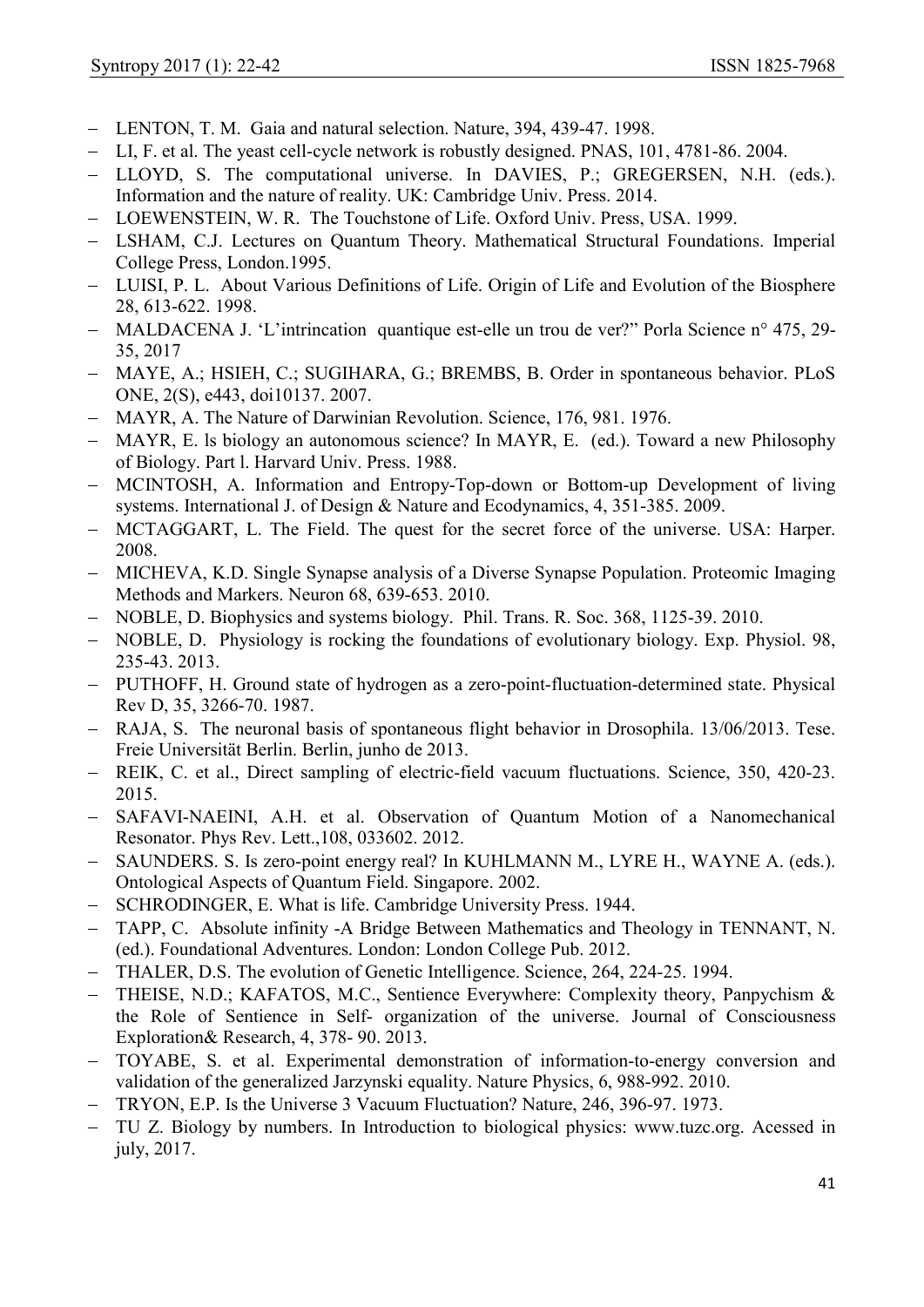- LENTON, T. M. Gaia and natural selection. Nature, 394, 439-47. 1998.
- LI, F. et al. The yeast cell-cycle network is robustly designed. PNAS, 101, 4781-86. 2004.
- LLOYD, S. The computational universe. In DAVIES, P.; GREGERSEN, N.H. (eds.). Information and the nature of reality. UK: Cambridge Univ. Press. 2014.
- LOEWENSTEIN, W. R. The Touchstone of Life. Oxford Univ. Press, USA. 1999.
- LSHAM, C.J. Lectures on Quantum Theory. Mathematical Structural Foundations. Imperial College Press, London.1995.
- LUISI, P. L. About Various Definitions of Life. Origin of Life and Evolution of the Biosphere 28, 613-622. 1998.
- MALDACENA J. 'L'intrincation quantique est-elle un trou de ver?" Porla Science n° 475, 29-35, 2017
- MAYE, A.; HSIEH, C.; SUGIHARA, G.; BREMBS, B. Order in spontaneous behavior. PLoS ONE, 2(S), e443, doi10137. 2007.
- MAYR, A. The Nature of Darwinian Revolution. Science, 176, 981. 1976.
- MAYR, E. ls biology an autonomous science? In MAYR, E. (ed.). Toward a new Philosophy of Biology. Part l. Harvard Univ. Press. 1988.
- MCINTOSH, A. Information and Entropy-Top-down or Bottom-up Development of living systems. International J. of Design & Nature and Ecodynamics, 4, 351-385. 2009.
- MCTAGGART, L. The Field. The quest for the secret force of the universe. USA: Harper. 2008.
- MICHEVA, K.D. Single Synapse analysis of a Diverse Synapse Population. Proteomic Imaging Methods and Markers. Neuron 68, 639-653. 2010.
- NOBLE, D. Biophysics and systems biology. Phil. Trans. R. Soc. 368, 1125-39. 2010.
- NOBLE, D. Physiology is rocking the foundations of evolutionary biology. Exp. Physiol. 98, 235-43. 2013.
- PUTHOFF, H. Ground state of hydrogen as a zero-point-fluctuation-determined state. Physical Rev D, 35, 3266-70. 1987.
- RAJA, S. The neuronal basis of spontaneous flight behavior in Drosophila. 13/06/2013. Tese. Freie Universität Berlin. Berlin, junho de 2013.
- REIK, C. et al., Direct sampling of electric-field vacuum fluctuations. Science, 350, 420-23. 2015.
- SAFAVI-NAEINI, A.H. et al. Observation of Quantum Motion of a Nanomechanical Resonator. Phys Rev. Lett.,108, 033602. 2012.
- SAUNDERS. S. Is zero-point energy real? In KUHLMANN M., LYRE H., WAYNE A. (eds.). Ontological Aspects of Quantum Field. Singapore. 2002.
- SCHRODINGER, E. What is life. Cambridge University Press. 1944.
- TAPP, C. Absolute infinity -A Bridge Between Mathematics and Theology in TENNANT, N. (ed.). Foundational Adventures. London: London College Pub. 2012.
- THALER, D.S. The evolution of Genetic Intelligence. Science, 264, 224-25. 1994.
- THEISE, N.D.; KAFATOS, M.C., Sentience Everywhere: Complexity theory, Panpychism & the Role of Sentience in Self- organization of the universe. Journal of Consciousness Exploration& Research, 4, 378- 90. 2013.
- TOYABE, S. et al. Experimental demonstration of information-to-energy conversion and validation of the generalized Jarzynski equality. Nature Physics, 6, 988-992. 2010.
- TRYON, E.P. Is the Universe 3 Vacuum Fluctuation? Nature, 246, 396-97. 1973.
- TU Z. Biology by numbers. In Introduction to biological physics: www.tuzc.org. Acessed in july, 2017.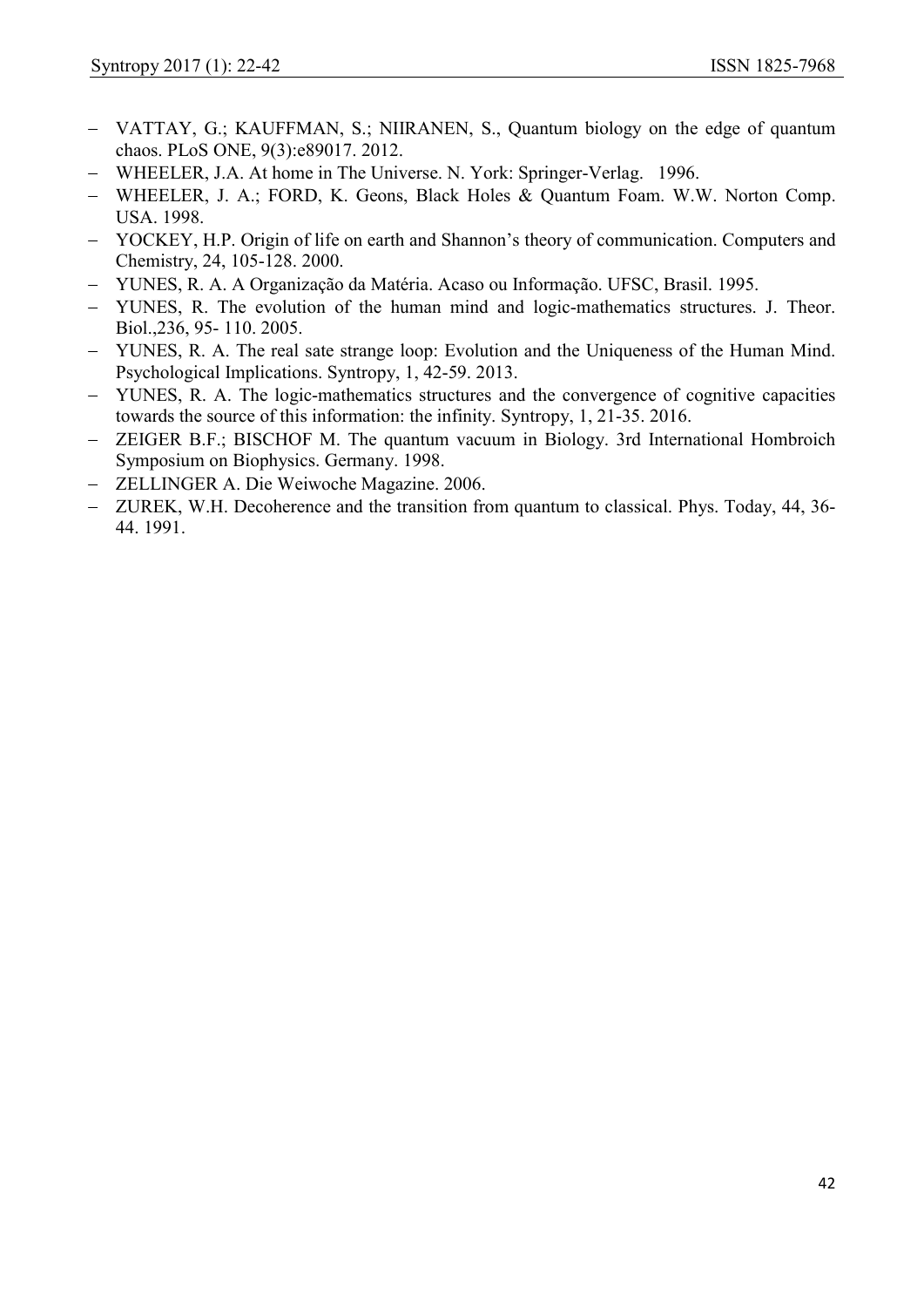- VATTAY, G.; KAUFFMAN, S.; NIIRANEN, S., Quantum biology on the edge of quantum chaos. PLoS ONE, 9(3):e89017. 2012.
- WHEELER, J.A. At home in The Universe. N. York: Springer-Verlag. 1996.
- WHEELER, J. A.; FORD, K. Geons, Black Holes & Quantum Foam. W.W. Norton Comp. USA. 1998.
- YOCKEY, H.P. Origin of life on earth and Shannon's theory of communication. Computers and Chemistry, 24, 105-128. 2000.
- YUNES, R. A. A Organização da Matéria. Acaso ou Informação. UFSC, Brasil. 1995.
- YUNES, R. The evolution of the human mind and logic-mathematics structures. J. Theor. Biol.,236, 95- 110. 2005.
- YUNES, R. A. The real sate strange loop: Evolution and the Uniqueness of the Human Mind. Psychological Implications. Syntropy, 1, 42-59. 2013.
- YUNES, R. A. The logic-mathematics structures and the convergence of cognitive capacities towards the source of this information: the infinity. Syntropy, 1, 21-35. 2016.
- ZEIGER B.F.; BISCHOF M. The quantum vacuum in Biology. 3rd International Hombroich Symposium on Biophysics. Germany. 1998.
- ZELLINGER A. Die Weiwoche Magazine. 2006.
- ZUREK, W.H. Decoherence and the transition from quantum to classical. Phys. Today, 44, 36-44. 1991.